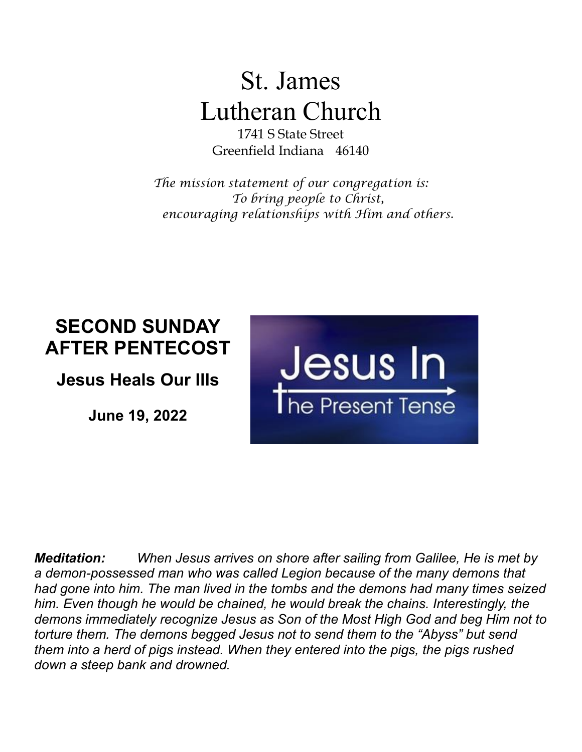# St. James
# Lutheran Church

1741 S State Street
Greenfield Indiana 46140

*The mission statement of our congregation is:*
*To bring people to Christ,*
*encouraging relationships with Him and others.*

## SECOND SUNDAY AFTER PENTECOST

### Jesus Heals Our Ills

**June 19, 2022**

Jesus In The Present Tense

***Meditation:*** *When Jesus arrives on shore after sailing from Galilee, He is met by a demon-possessed man who was called Legion because of the many demons that had gone into him. The man lived in the tombs and the demons had many times seized him. Even though he would be chained, he would break the chains. Interestingly, the demons immediately recognize Jesus as Son of the Most High God and beg Him not to torture them. The demons begged Jesus not to send them to the "Abyss" but send them into a herd of pigs instead. When they entered into the pigs, the pigs rushed down a steep bank and drowned.*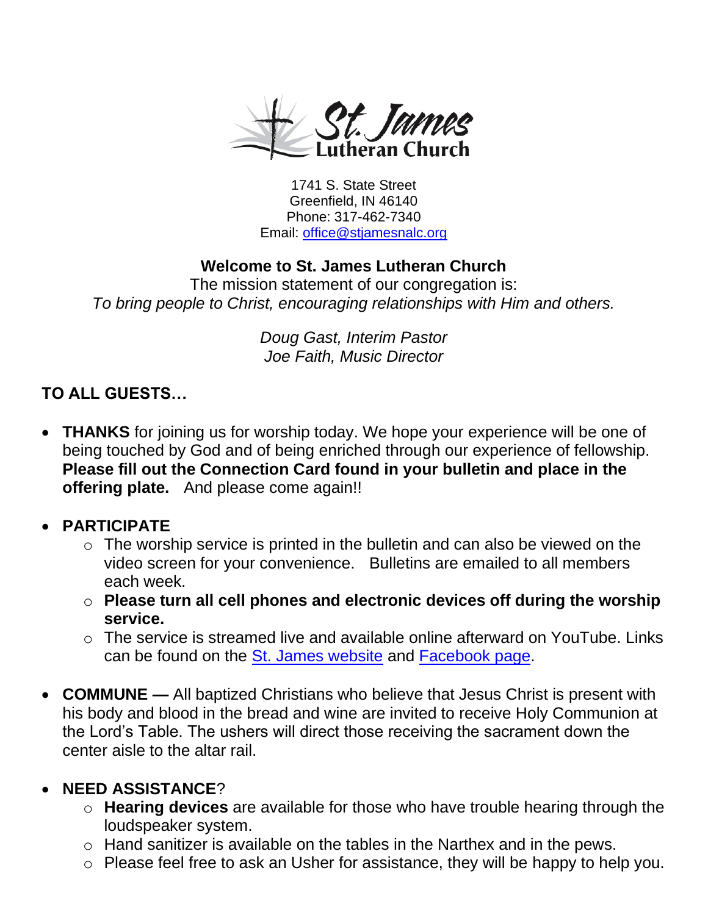St. James Lutheran Church

1741 S. State Street
Greenfield, IN 46140
Phone: 317-462-7340
Email: [office@stjamesnalc.org](mailto:office@stjamesnalc.org)

## Welcome to St. James Lutheran Church

The mission statement of our congregation is:
*To bring people to Christ, encouraging relationships with Him and others.*

*Doug Gast, Interim Pastor*
*Joe Faith, Music Director*

## TO ALL GUESTS…

- **THANKS** for joining us for worship today. We hope your experience will be one of being touched by God and of being enriched through our experience of fellowship. **Please fill out the Connection Card found in your bulletin and place in the offering plate.** And please come again!!

- **PARTICIPATE**
  - The worship service is printed in the bulletin and can also be viewed on the video screen for your convenience. Bulletins are emailed to all members each week.
  - **Please turn all cell phones and electronic devices off during the worship service.**
  - The service is streamed live and available online afterward on YouTube. Links can be found on the St. James website and Facebook page.

- **COMMUNE —** All baptized Christians who believe that Jesus Christ is present with his body and blood in the bread and wine are invited to receive Holy Communion at the Lord's Table. The ushers will direct those receiving the sacrament down the center aisle to the altar rail.

- **NEED ASSISTANCE**?
  - **Hearing devices** are available for those who have trouble hearing through the loudspeaker system.
  - Hand sanitizer is available on the tables in the Narthex and in the pews.
  - Please feel free to ask an Usher for assistance, they will be happy to help you.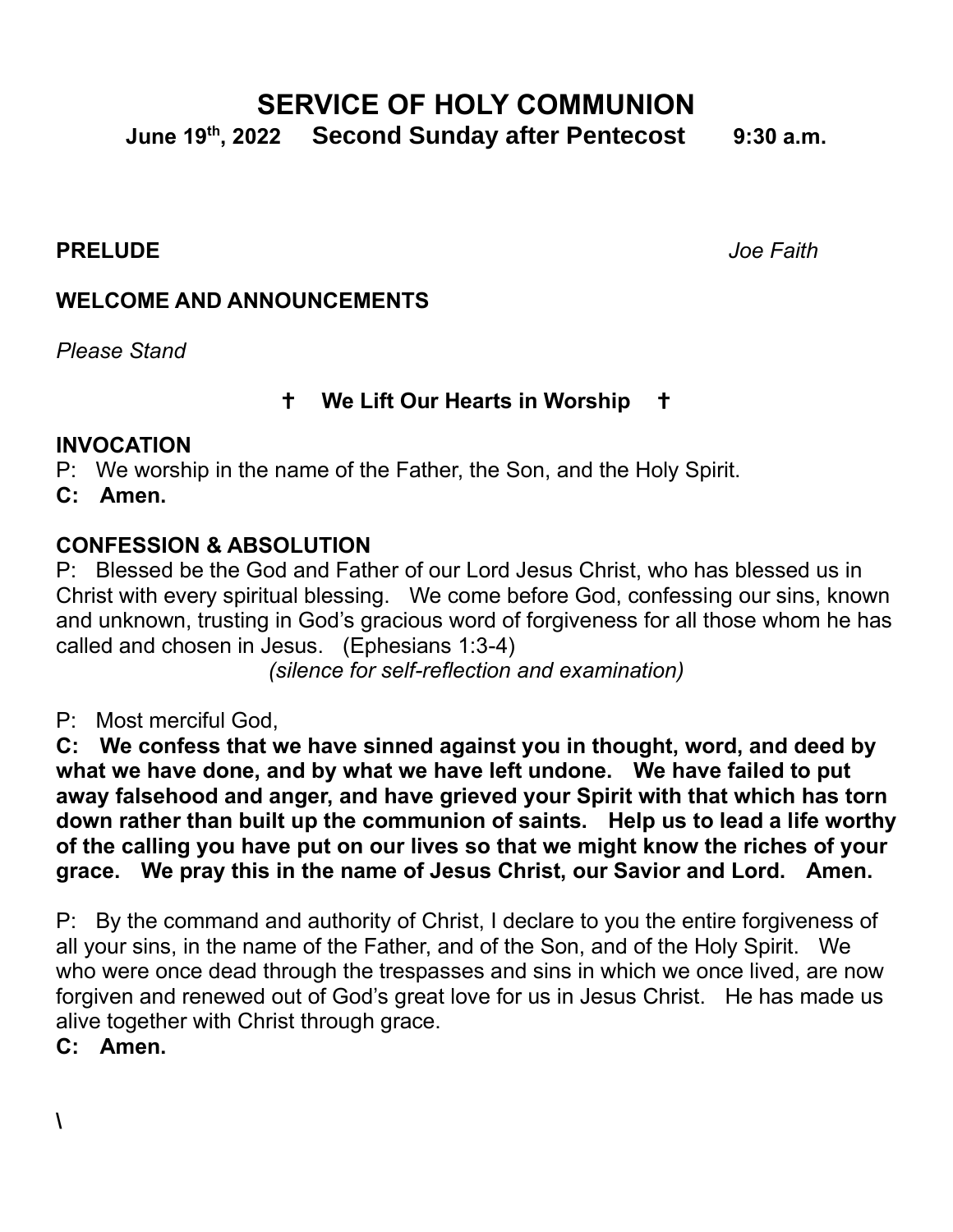# SERVICE OF HOLY COMMUNION

**June 19th, 2022 Second Sunday after Pentecost 9:30 a.m.**

**PRELUDE** *Joe Faith*

**WELCOME AND ANNOUNCEMENTS**

*Please Stand*

**† We Lift Our Hearts in Worship †**

**INVOCATION**

P: We worship in the name of the Father, the Son, and the Holy Spirit.

**C: Amen.**

**CONFESSION & ABSOLUTION**

P: Blessed be the God and Father of our Lord Jesus Christ, who has blessed us in Christ with every spiritual blessing. We come before God, confessing our sins, known and unknown, trusting in God's gracious word of forgiveness for all those whom he has called and chosen in Jesus. (Ephesians 1:3-4)

*(silence for self-reflection and examination)*

P: Most merciful God,

**C: We confess that we have sinned against you in thought, word, and deed by what we have done, and by what we have left undone. We have failed to put away falsehood and anger, and have grieved your Spirit with that which has torn down rather than built up the communion of saints. Help us to lead a life worthy of the calling you have put on our lives so that we might know the riches of your grace. We pray this in the name of Jesus Christ, our Savior and Lord. Amen.**

P: By the command and authority of Christ, I declare to you the entire forgiveness of all your sins, in the name of the Father, and of the Son, and of the Holy Spirit. We who were once dead through the trespasses and sins in which we once lived, are now forgiven and renewed out of God's great love for us in Jesus Christ. He has made us alive together with Christ through grace.

**C: Amen.**

\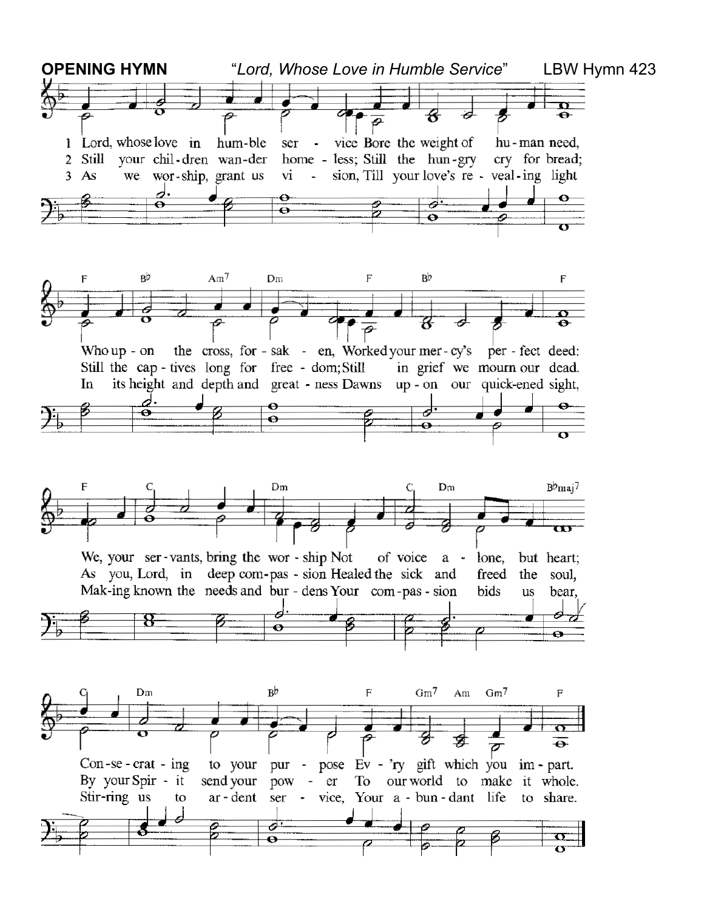**OPENING HYMN** *"Lord, Whose Love in Humble Service"* LBW Hymn 423

1 Lord, whose love in humble service Bore the weight of human need,
Who upon the cross, forsaken, Worked your mercy's perfect deed:
We, your servants, bring the worship Not of voice alone, but heart;
Consecrating to your purpose Ev'ry gift which you impart.

2 Still your children wander homeless; Still the hungry cry for bread;
Still the captives long for freedom; Still in grief we mourn our dead.
As you, Lord, in deep compassion Healed the sick and freed the soul,
By your Spirit send your power To our world to make it whole.

3 As we worship, grant us vision, Till your love's revealing light
In its height and depth and greatness Dawns upon our quickened sight,
Making known the needs and burdens Your compassion bids us bear,
Stirring us to ardent service, Your abundant life to share.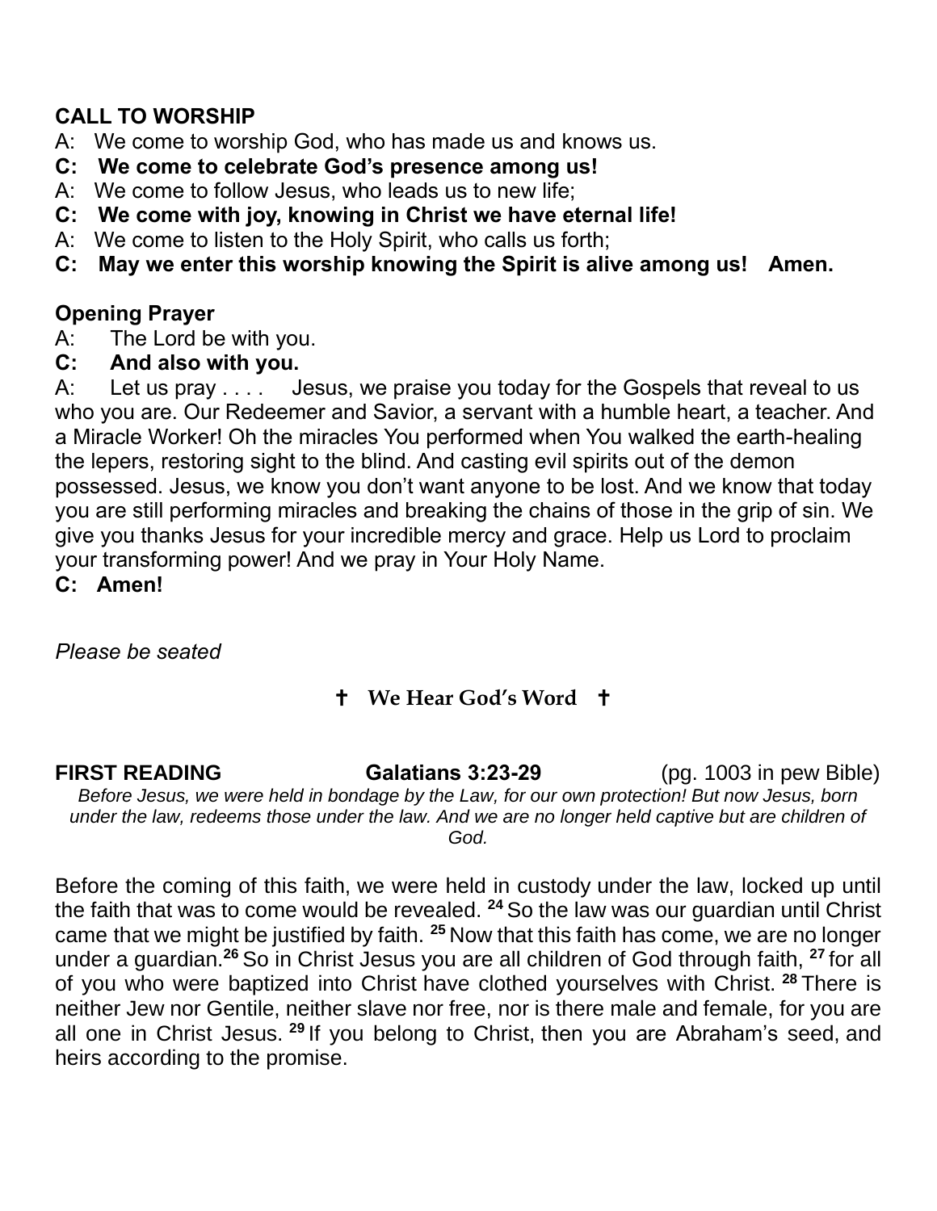## CALL TO WORSHIP

A: We come to worship God, who has made us and knows us.
**C: We come to celebrate God's presence among us!**
A: We come to follow Jesus, who leads us to new life;
**C: We come with joy, knowing in Christ we have eternal life!**
A: We come to listen to the Holy Spirit, who calls us forth;
**C: May we enter this worship knowing the Spirit is alive among us! Amen.**

## Opening Prayer

A: The Lord be with you.
**C: And also with you.**
A: Let us pray . . . . Jesus, we praise you today for the Gospels that reveal to us who you are. Our Redeemer and Savior, a servant with a humble heart, a teacher. And a Miracle Worker! Oh the miracles You performed when You walked the earth-healing the lepers, restoring sight to the blind. And casting evil spirits out of the demon possessed. Jesus, we know you don't want anyone to be lost. And we know that today you are still performing miracles and breaking the chains of those in the grip of sin. We give you thanks Jesus for your incredible mercy and grace. Help us Lord to proclaim your transforming power! And we pray in Your Holy Name.
**C: Amen!**

*Please be seated*

## ✝ We Hear God's Word ✝

**FIRST READING** **Galatians 3:23-29** (pg. 1003 in pew Bible)

*Before Jesus, we were held in bondage by the Law, for our own protection! But now Jesus, born under the law, redeems those under the law. And we are no longer held captive but are children of God.*

Before the coming of this faith, we were held in custody under the law, locked up until the faith that was to come would be revealed. [24] So the law was our guardian until Christ came that we might be justified by faith. [25] Now that this faith has come, we are no longer under a guardian.[26] So in Christ Jesus you are all children of God through faith, [27] for all of you who were baptized into Christ have clothed yourselves with Christ. [28] There is neither Jew nor Gentile, neither slave nor free, nor is there male and female, for you are all one in Christ Jesus. [29] If you belong to Christ, then you are Abraham's seed, and heirs according to the promise.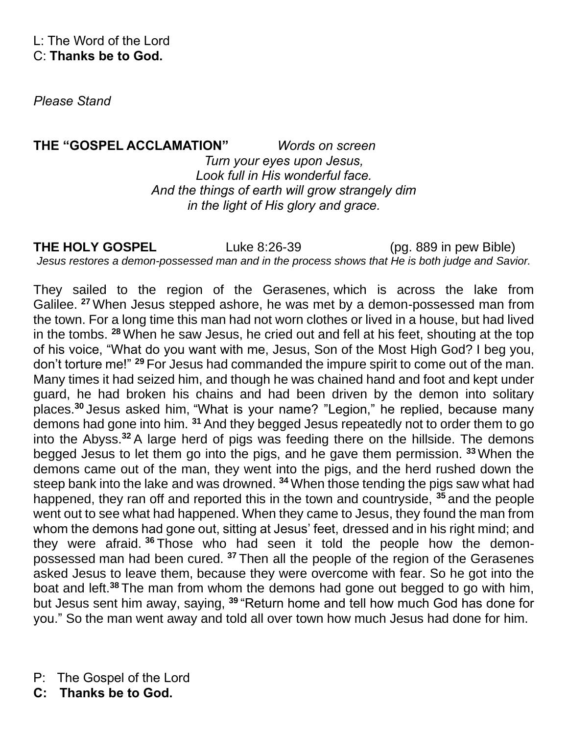L: The Word of the Lord
C: **Thanks be to God.**

*Please Stand*

**THE "GOSPEL ACCLAMATION"** *Words on screen*

*Turn your eyes upon Jesus,*
*Look full in His wonderful face.*
*And the things of earth will grow strangely dim*
*in the light of His glory and grace.*

**THE HOLY GOSPEL** Luke 8:26-39 (pg. 889 in pew Bible)

*Jesus restores a demon-possessed man and in the process shows that He is both judge and Savior.*

They sailed to the region of the Gerasenes, which is across the lake from Galilee. [27] When Jesus stepped ashore, he was met by a demon-possessed man from the town. For a long time this man had not worn clothes or lived in a house, but had lived in the tombs. [28] When he saw Jesus, he cried out and fell at his feet, shouting at the top of his voice, "What do you want with me, Jesus, Son of the Most High God? I beg you, don't torture me!" [29] For Jesus had commanded the impure spirit to come out of the man. Many times it had seized him, and though he was chained hand and foot and kept under guard, he had broken his chains and had been driven by the demon into solitary places.[30] Jesus asked him, "What is your name? "Legion," he replied, because many demons had gone into him. [31] And they begged Jesus repeatedly not to order them to go into the Abyss.[32] A large herd of pigs was feeding there on the hillside. The demons begged Jesus to let them go into the pigs, and he gave them permission. [33] When the demons came out of the man, they went into the pigs, and the herd rushed down the steep bank into the lake and was drowned. [34] When those tending the pigs saw what had happened, they ran off and reported this in the town and countryside, [35] and the people went out to see what had happened. When they came to Jesus, they found the man from whom the demons had gone out, sitting at Jesus' feet, dressed and in his right mind; and they were afraid. [36] Those who had seen it told the people how the demon-possessed man had been cured. [37] Then all the people of the region of the Gerasenes asked Jesus to leave them, because they were overcome with fear. So he got into the boat and left.[38] The man from whom the demons had gone out begged to go with him, but Jesus sent him away, saying, [39] "Return home and tell how much God has done for you." So the man went away and told all over town how much Jesus had done for him.

P: The Gospel of the Lord
**C: Thanks be to God.**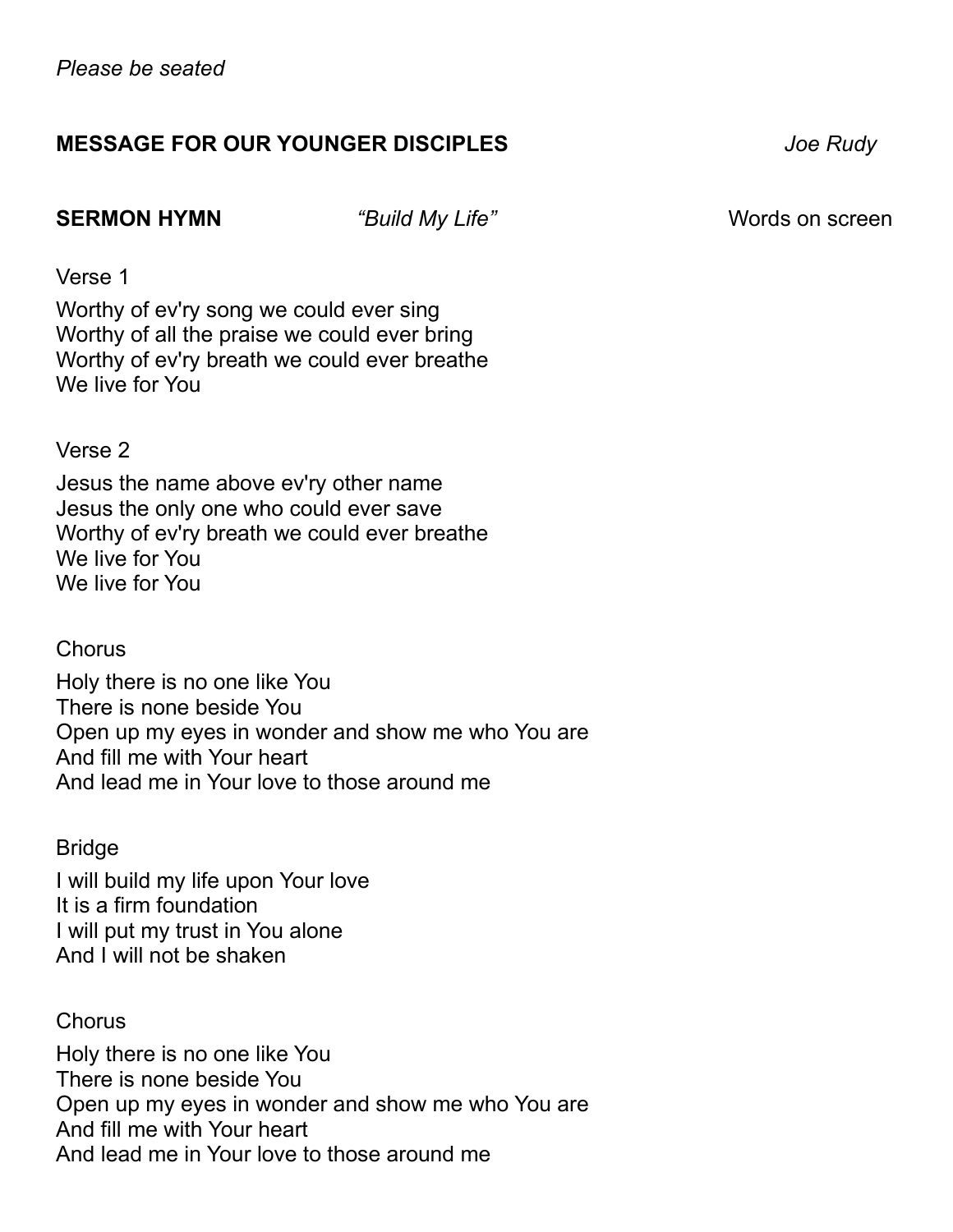*Please be seated*

**MESSAGE FOR OUR YOUNGER DISCIPLES** *Joe Rudy*

**SERMON HYMN** *"Build My Life"* Words on screen

Verse 1

Worthy of ev'ry song we could ever sing
Worthy of all the praise we could ever bring
Worthy of ev'ry breath we could ever breathe
We live for You

Verse 2

Jesus the name above ev'ry other name
Jesus the only one who could ever save
Worthy of ev'ry breath we could ever breathe
We live for You
We live for You

Chorus

Holy there is no one like You
There is none beside You
Open up my eyes in wonder and show me who You are
And fill me with Your heart
And lead me in Your love to those around me

Bridge

I will build my life upon Your love
It is a firm foundation
I will put my trust in You alone
And I will not be shaken

Chorus

Holy there is no one like You
There is none beside You
Open up my eyes in wonder and show me who You are
And fill me with Your heart
And lead me in Your love to those around me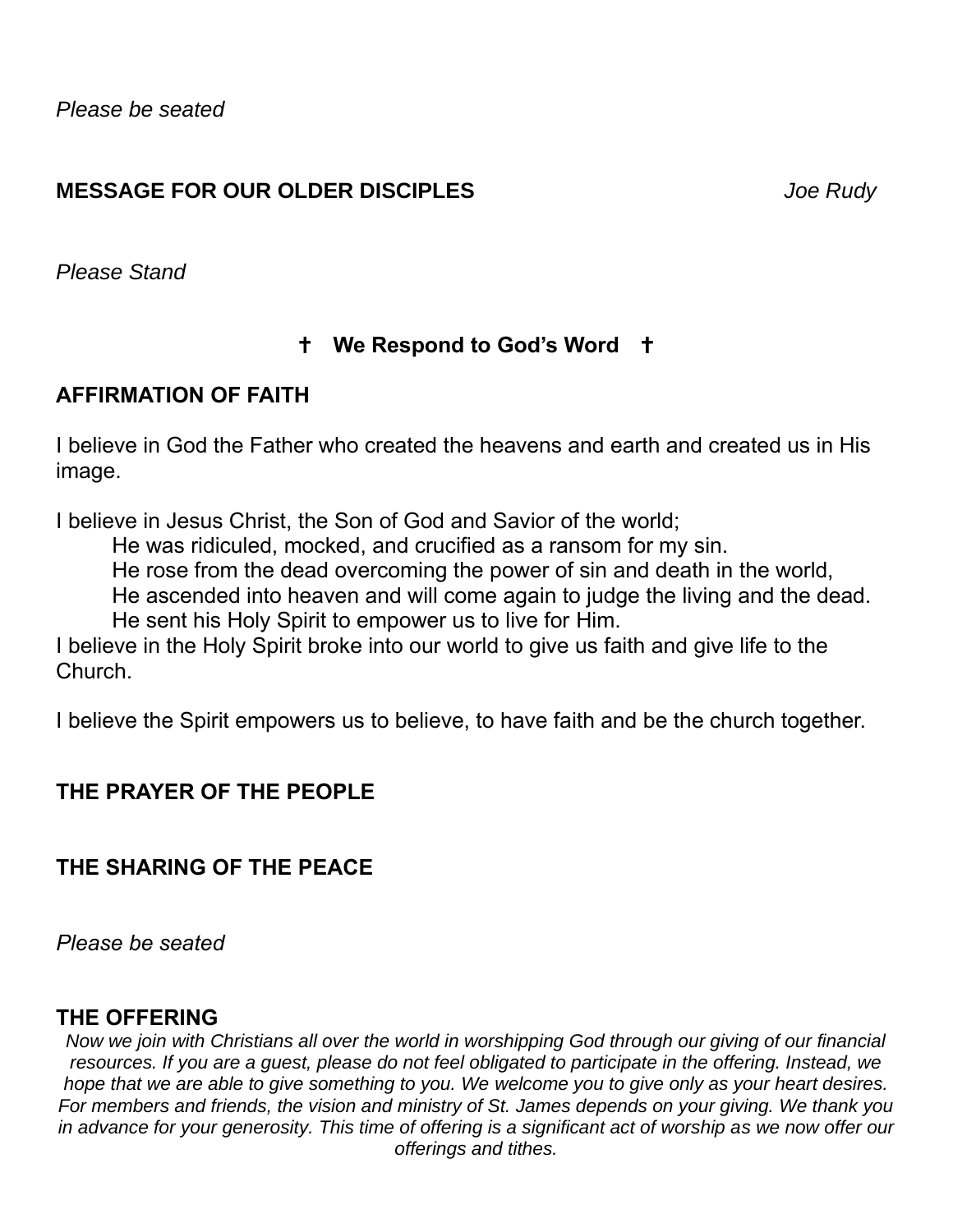*Please be seated*

**MESSAGE FOR OUR OLDER DISCIPLES** *Joe Rudy*

*Please Stand*

## † We Respond to God's Word †

**AFFIRMATION OF FAITH**

I believe in God the Father who created the heavens and earth and created us in His image.

I believe in Jesus Christ, the Son of God and Savior of the world;
He was ridiculed, mocked, and crucified as a ransom for my sin.
He rose from the dead overcoming the power of sin and death in the world,
He ascended into heaven and will come again to judge the living and the dead.
He sent his Holy Spirit to empower us to live for Him.
I believe in the Holy Spirit broke into our world to give us faith and give life to the Church.

I believe the Spirit empowers us to believe, to have faith and be the church together.

**THE PRAYER OF THE PEOPLE**

**THE SHARING OF THE PEACE**

*Please be seated*

**THE OFFERING**

*Now we join with Christians all over the world in worshipping God through our giving of our financial resources. If you are a guest, please do not feel obligated to participate in the offering. Instead, we hope that we are able to give something to you. We welcome you to give only as your heart desires. For members and friends, the vision and ministry of St. James depends on your giving. We thank you in advance for your generosity. This time of offering is a significant act of worship as we now offer our offerings and tithes.*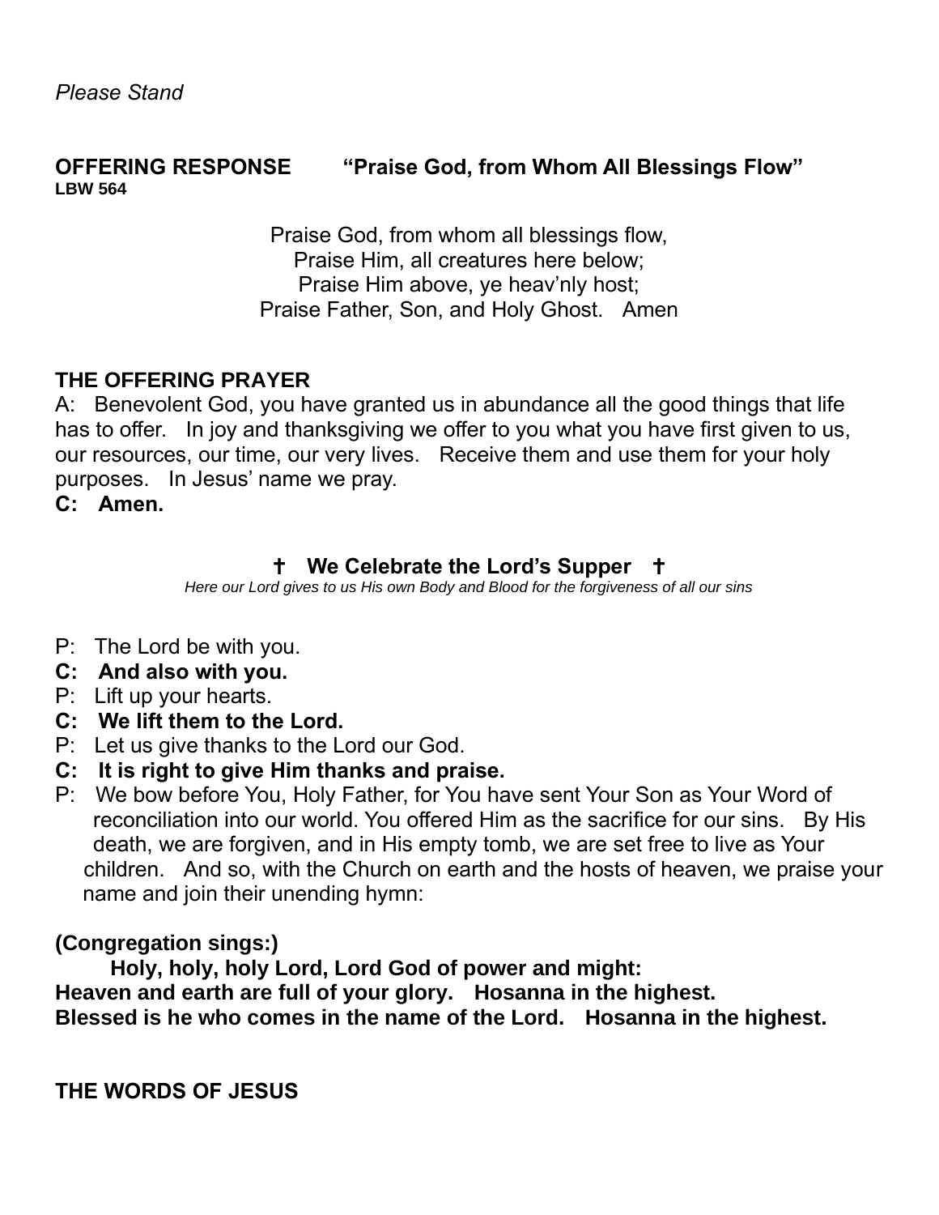*Please Stand*

**OFFERING RESPONSE "Praise God, from Whom All Blessings Flow"**
**LBW 564**

Praise God, from whom all blessings flow,
Praise Him, all creatures here below;
Praise Him above, ye heav'nly host;
Praise Father, Son, and Holy Ghost. Amen

**THE OFFERING PRAYER**

A: Benevolent God, you have granted us in abundance all the good things that life has to offer. In joy and thanksgiving we offer to you what you have first given to us, our resources, our time, our very lives. Receive them and use them for your holy purposes. In Jesus' name we pray.

**C: Amen.**

## † We Celebrate the Lord's Supper †

*Here our Lord gives to us His own Body and Blood for the forgiveness of all our sins*

P: The Lord be with you.

**C: And also with you.**

P: Lift up your hearts.

**C: We lift them to the Lord.**

P: Let us give thanks to the Lord our God.

**C: It is right to give Him thanks and praise.**

P: We bow before You, Holy Father, for You have sent Your Son as Your Word of reconciliation into our world. You offered Him as the sacrifice for our sins. By His death, we are forgiven, and in His empty tomb, we are set free to live as Your children. And so, with the Church on earth and the hosts of heaven, we praise your name and join their unending hymn:

**(Congregation sings:)**

**Holy, holy, holy Lord, Lord God of power and might:**
**Heaven and earth are full of your glory. Hosanna in the highest.**
**Blessed is he who comes in the name of the Lord. Hosanna in the highest.**

**THE WORDS OF JESUS**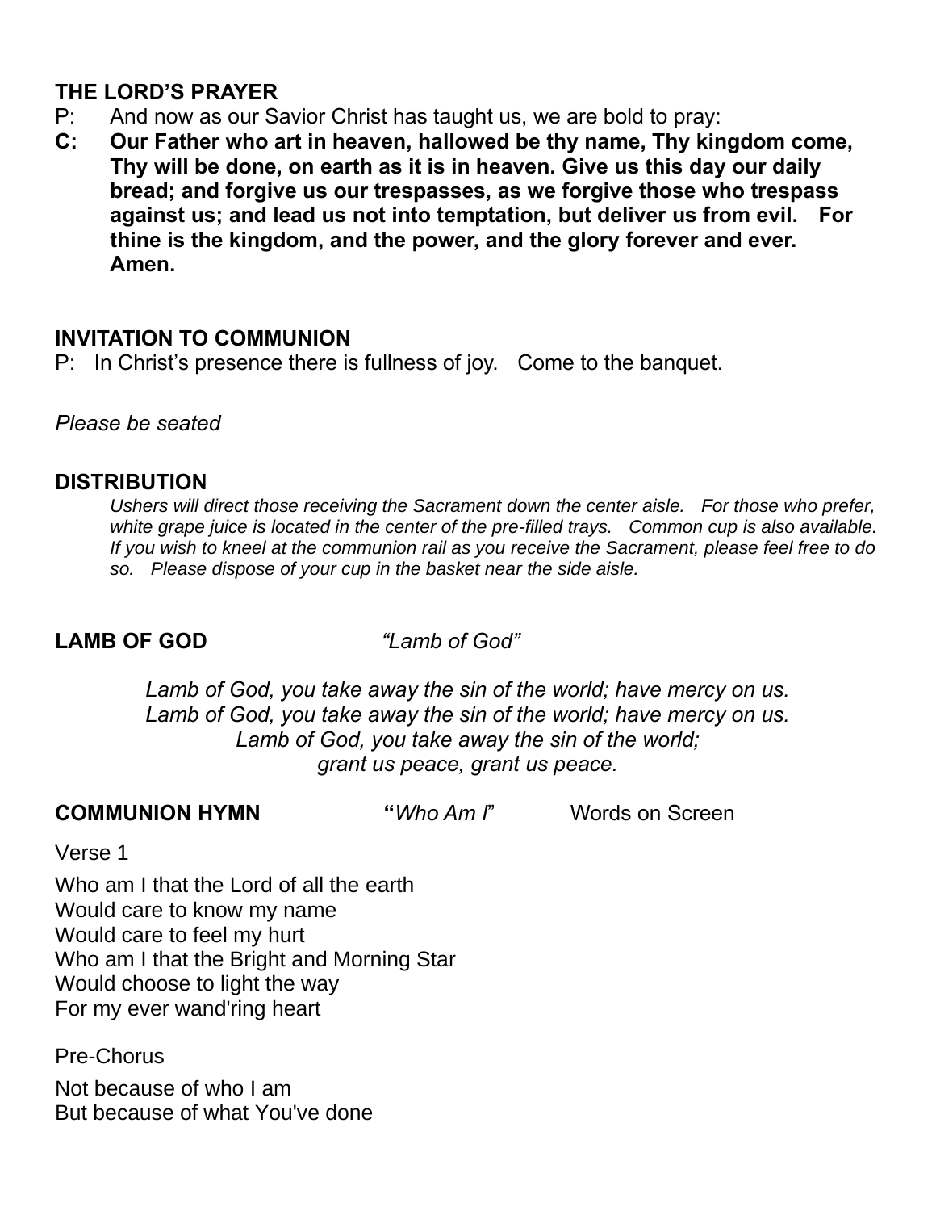## THE LORD'S PRAYER

P: And now as our Savior Christ has taught us, we are bold to pray:

**C: Our Father who art in heaven, hallowed be thy name, Thy kingdom come, Thy will be done, on earth as it is in heaven. Give us this day our daily bread; and forgive us our trespasses, as we forgive those who trespass against us; and lead us not into temptation, but deliver us from evil. For thine is the kingdom, and the power, and the glory forever and ever. Amen.**

## INVITATION TO COMMUNION

P: In Christ's presence there is fullness of joy. Come to the banquet.

*Please be seated*

## DISTRIBUTION

*Ushers will direct those receiving the Sacrament down the center aisle. For those who prefer, white grape juice is located in the center of the pre-filled trays. Common cup is also available. If you wish to kneel at the communion rail as you receive the Sacrament, please feel free to do so. Please dispose of your cup in the basket near the side aisle.*

**LAMB OF GOD** *"Lamb of God"*

*Lamb of God, you take away the sin of the world; have mercy on us.*
*Lamb of God, you take away the sin of the world; have mercy on us.*
*Lamb of God, you take away the sin of the world;*
*grant us peace, grant us peace.*

**COMMUNION HYMN** "*Who Am I*" Words on Screen

Verse 1

Who am I that the Lord of all the earth
Would care to know my name
Would care to feel my hurt
Who am I that the Bright and Morning Star
Would choose to light the way
For my ever wand'ring heart

Pre-Chorus

Not because of who I am
But because of what You've done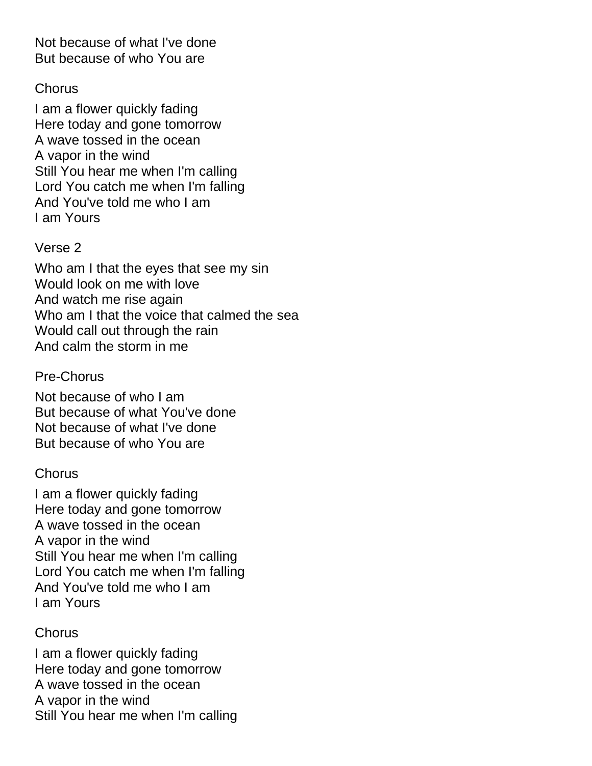Not because of what I've done
But because of who You are

Chorus

I am a flower quickly fading
Here today and gone tomorrow
A wave tossed in the ocean
A vapor in the wind
Still You hear me when I'm calling
Lord You catch me when I'm falling
And You've told me who I am
I am Yours

Verse 2

Who am I that the eyes that see my sin
Would look on me with love
And watch me rise again
Who am I that the voice that calmed the sea
Would call out through the rain
And calm the storm in me

Pre-Chorus

Not because of who I am
But because of what You've done
Not because of what I've done
But because of who You are

Chorus

I am a flower quickly fading
Here today and gone tomorrow
A wave tossed in the ocean
A vapor in the wind
Still You hear me when I'm calling
Lord You catch me when I'm falling
And You've told me who I am
I am Yours

Chorus

I am a flower quickly fading
Here today and gone tomorrow
A wave tossed in the ocean
A vapor in the wind
Still You hear me when I'm calling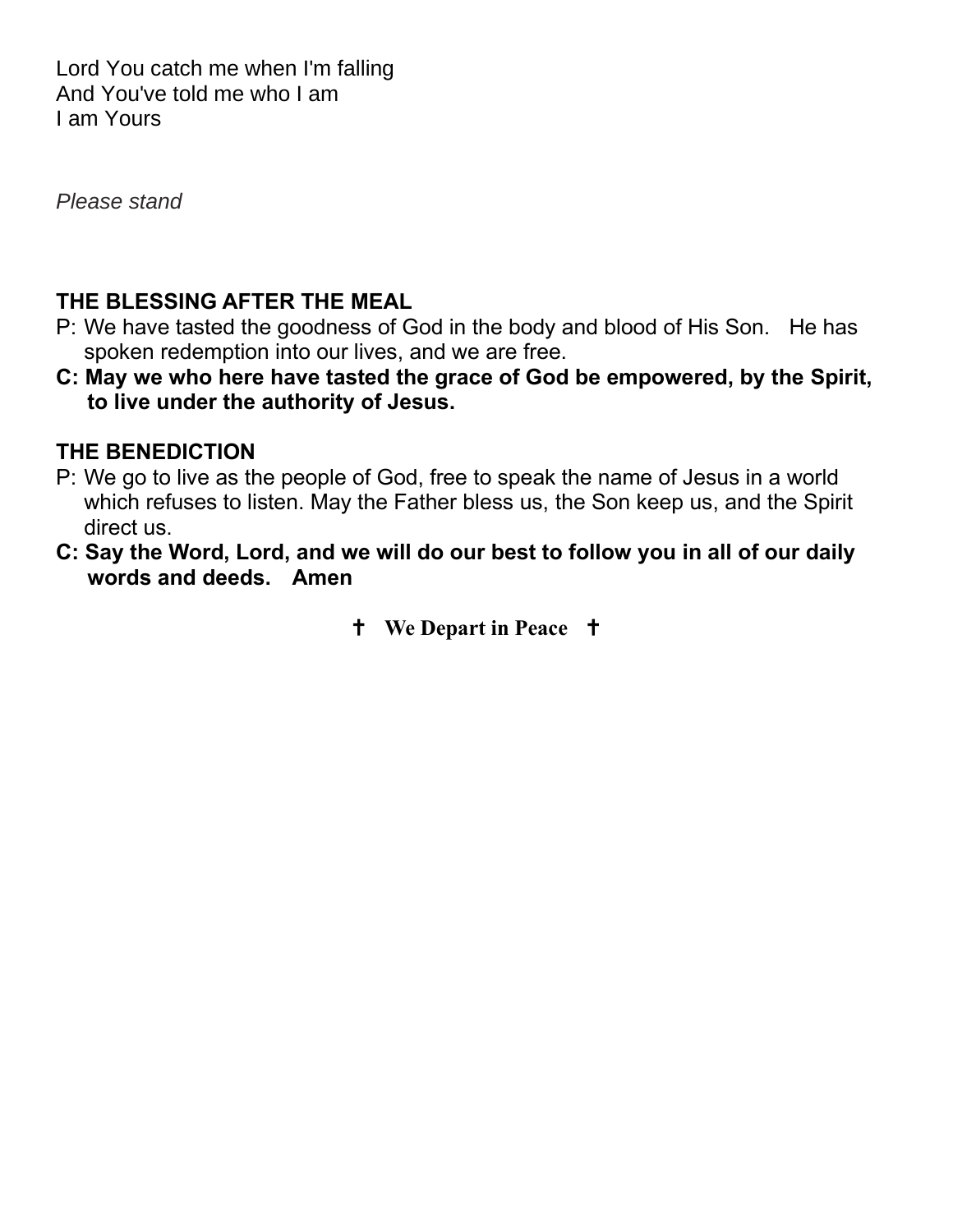Lord You catch me when I'm falling
And You've told me who I am
I am Yours

*Please stand*

## THE BLESSING AFTER THE MEAL

P: We have tasted the goodness of God in the body and blood of His Son. He has spoken redemption into our lives, and we are free.

**C: May we who here have tasted the grace of God be empowered, by the Spirit, to live under the authority of Jesus.**

## THE BENEDICTION

P: We go to live as the people of God, free to speak the name of Jesus in a world which refuses to listen. May the Father bless us, the Son keep us, and the Spirit direct us.

**C: Say the Word, Lord, and we will do our best to follow you in all of our daily words and deeds. Amen**

**✝ We Depart in Peace ✝**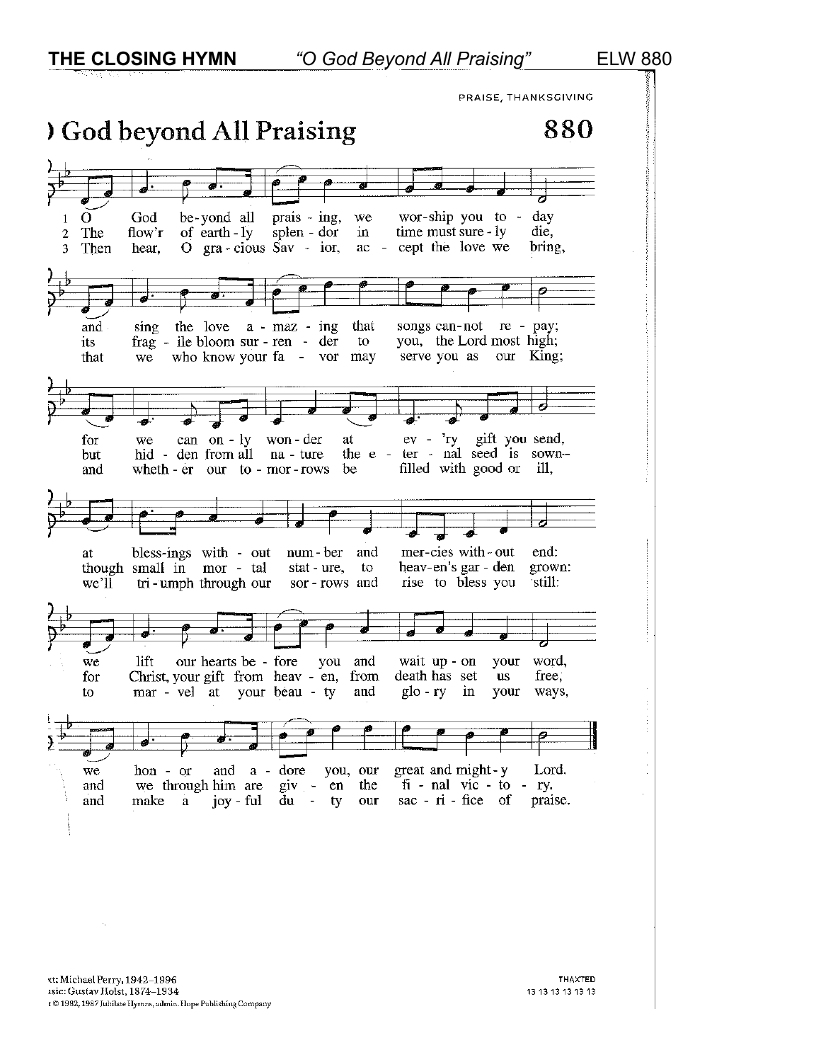**THE CLOSING HYMN** *"O God Beyond All Praising"* ELW 880

PRAISE, THANKSGIVING

# O God beyond All Praising 880

1 O God beyond all praising, we worship you today and sing the love amazing that songs cannot repay; for we can only wonder at every gift you send, at blessings without number and mercies without end: we lift our hearts before you and wait upon your word, we honor and adore you, our great and mighty Lord.

2 The flow'r of earthly splendor in time must surely die, its fragile bloom surrender to you, the Lord most high; but hidden from all nature the eternal seed is sown— though small in mortal stature, to heaven's garden grown: for Christ, your gift from heaven, from death has set us free, and we through him are given the final victory.

3 Then hear, O gracious Savior, accept the love we bring, that we who know your favor may serve you as our King; and whether our tomorrows be filled with good or ill, we'll triumph through our sorrows and rise to bless you still: to marvel at your beauty and glory in your ways, and make a joyful duty our sacrifice of praise.

Text: Michael Perry, 1942–1996
Music: Gustav Holst, 1874–1934
Text © 1982, 1987 Jubilate Hymns, admin. Hope Publishing Company

THAXTED
13 13 13 13 13 13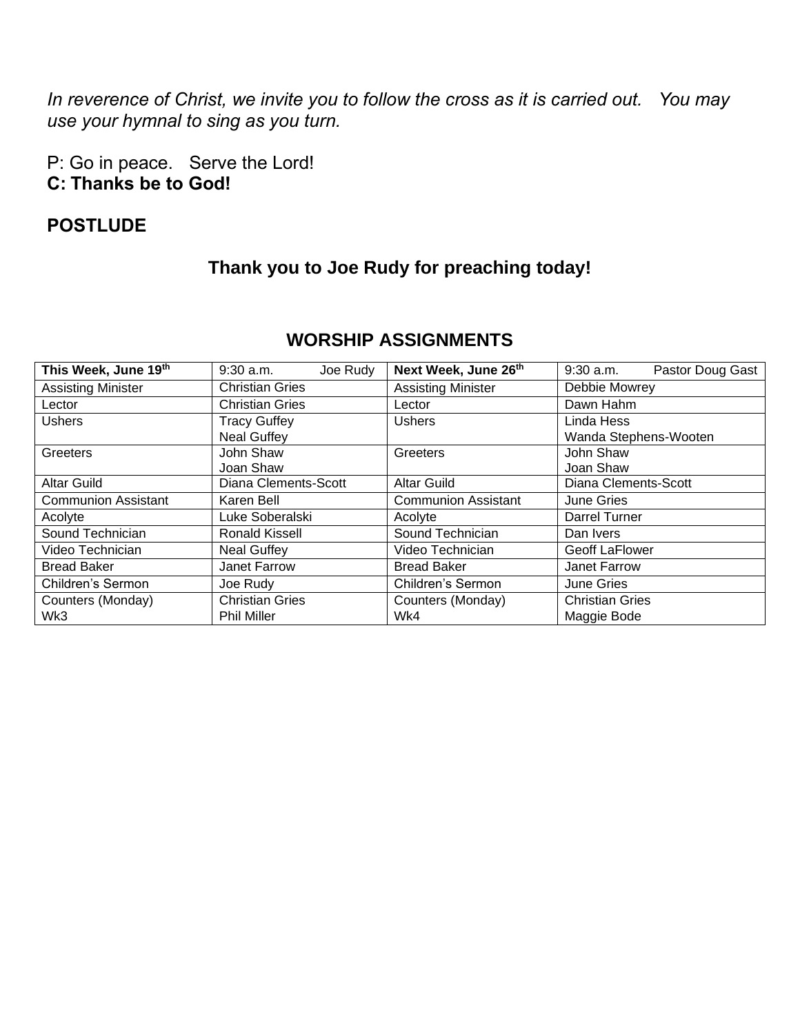*In reverence of Christ, we invite you to follow the cross as it is carried out. You may use your hymnal to sing as you turn.*

P: Go in peace. Serve the Lord!
**C: Thanks be to God!**

## POSTLUDE

**Thank you to Joe Rudy for preaching today!**

## WORSHIP ASSIGNMENTS

| **This Week, June 19th** | 9:30 a.m. Joe Rudy | **Next Week, June 26th** | 9:30 a.m. Pastor Doug Gast |
|---|---|---|---|
| Assisting Minister | Christian Gries | Assisting Minister | Debbie Mowrey |
| Lector | Christian Gries | Lector | Dawn Hahm |
| Ushers | Tracy Guffey<br>Neal Guffey | Ushers | Linda Hess<br>Wanda Stephens-Wooten |
| Greeters | John Shaw<br>Joan Shaw | Greeters | John Shaw<br>Joan Shaw |
| Altar Guild | Diana Clements-Scott | Altar Guild | Diana Clements-Scott |
| Communion Assistant | Karen Bell | Communion Assistant | June Gries |
| Acolyte | Luke Soberalski | Acolyte | Darrel Turner |
| Sound Technician | Ronald Kissell | Sound Technician | Dan Ivers |
| Video Technician | Neal Guffey | Video Technician | Geoff LaFlower |
| Bread Baker | Janet Farrow | Bread Baker | Janet Farrow |
| Children's Sermon | Joe Rudy | Children's Sermon | June Gries |
| Counters (Monday)<br>Wk3 | Christian Gries<br>Phil Miller | Counters (Monday)<br>Wk4 | Christian Gries<br>Maggie Bode |